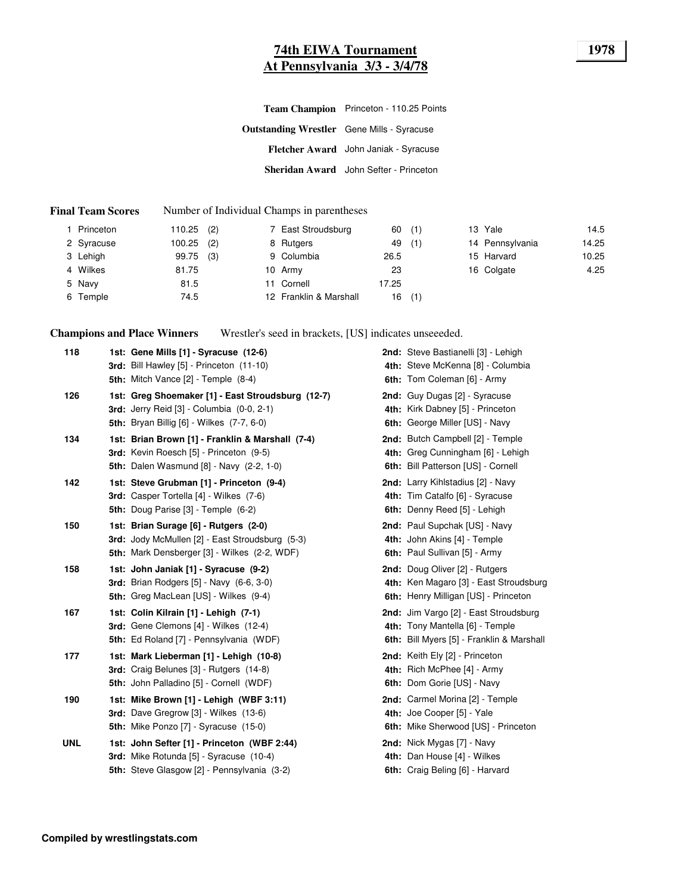# 74th EIWA Tournament
## At Pennsylvania 3/3 - 3/4/78

**1978**

**Team Champion** Princeton - 110.25 Points

**Outstanding Wrestler** Gene Mills - Syracuse

**Fletcher Award** John Janiak - Syracuse

**Sheridan Award** John Sefter - Princeton

**Final Team Scores** Number of Individual Champs in parentheses

| Place | Team | Points | Champs |
|---|---|---|---|
| 1 | Princeton | 110.25 | (2) |
| 2 | Syracuse | 100.25 | (2) |
| 3 | Lehigh | 99.75 | (3) |
| 4 | Wilkes | 81.75 | |
| 5 | Navy | 81.5 | |
| 6 | Temple | 74.5 | |
| 7 | East Stroudsburg | 60 | (1) |
| 8 | Rutgers | 49 | (1) |
| 9 | Columbia | 26.5 | |
| 10 | Army | 23 | |
| 11 | Cornell | 17.25 | |
| 12 | Franklin & Marshall | 16 | (1) |
| 13 | Yale | 14.5 | |
| 14 | Pennsylvania | 14.25 | |
| 15 | Harvard | 10.25 | |
| 16 | Colgate | 4.25 | |

**Champions and Place Winners** Wrestler's seed in brackets, [US] indicates unseeeded.

| Weight | Place Winners | |
|---|---|---|
| 118 | **1st: Gene Mills [1] - Syracuse (12-6)** | **2nd:** Steve Bastianelli [3] - Lehigh |
| | **3rd:** Bill Hawley [5] - Princeton (11-10) | **4th:** Steve McKenna [8] - Columbia |
| | **5th:** Mitch Vance [2] - Temple (8-4) | **6th:** Tom Coleman [6] - Army |
| 126 | **1st: Greg Shoemaker [1] - East Stroudsburg (12-7)** | **2nd:** Guy Dugas [2] - Syracuse |
| | **3rd:** Jerry Reid [3] - Columbia (0-0, 2-1) | **4th:** Kirk Dabney [5] - Princeton |
| | **5th:** Bryan Billig [6] - Wilkes (7-7, 6-0) | **6th:** George Miller [US] - Navy |
| 134 | **1st: Brian Brown [1] - Franklin & Marshall (7-4)** | **2nd:** Butch Campbell [2] - Temple |
| | **3rd:** Kevin Roesch [5] - Princeton (9-5) | **4th:** Greg Cunningham [6] - Lehigh |
| | **5th:** Dalen Wasmund [8] - Navy (2-2, 1-0) | **6th:** Bill Patterson [US] - Cornell |
| 142 | **1st: Steve Grubman [1] - Princeton (9-4)** | **2nd:** Larry Kihlstadius [2] - Navy |
| | **3rd:** Casper Tortella [4] - Wilkes (7-6) | **4th:** Tim Catalfo [6] - Syracuse |
| | **5th:** Doug Parise [3] - Temple (6-2) | **6th:** Denny Reed [5] - Lehigh |
| 150 | **1st: Brian Surage [6] - Rutgers (2-0)** | **2nd:** Paul Supchak [US] - Navy |
| | **3rd:** Jody McMullen [2] - East Stroudsburg (5-3) | **4th:** John Akins [4] - Temple |
| | **5th:** Mark Densberger [3] - Wilkes (2-2, WDF) | **6th:** Paul Sullivan [5] - Army |
| 158 | **1st: John Janiak [1] - Syracuse (9-2)** | **2nd:** Doug Oliver [2] - Rutgers |
| | **3rd:** Brian Rodgers [5] - Navy (6-6, 3-0) | **4th:** Ken Magaro [3] - East Stroudsburg |
| | **5th:** Greg MacLean [US] - Wilkes (9-4) | **6th:** Henry Milligan [US] - Princeton |
| 167 | **1st: Colin Kilrain [1] - Lehigh (7-1)** | **2nd:** Jim Vargo [2] - East Stroudsburg |
| | **3rd:** Gene Clemons [4] - Wilkes (12-4) | **4th:** Tony Mantella [6] - Temple |
| | **5th:** Ed Roland [7] - Pennsylvania (WDF) | **6th:** Bill Myers [5] - Franklin & Marshall |
| 177 | **1st: Mark Lieberman [1] - Lehigh (10-8)** | **2nd:** Keith Ely [2] - Princeton |
| | **3rd:** Craig Belunes [3] - Rutgers (14-8) | **4th:** Rich McPhee [4] - Army |
| | **5th:** John Palladino [5] - Cornell (WDF) | **6th:** Dom Gorie [US] - Navy |
| 190 | **1st: Mike Brown [1] - Lehigh (WBF 3:11)** | **2nd:** Carmel Morina [2] - Temple |
| | **3rd:** Dave Gregrow [3] - Wilkes (13-6) | **4th:** Joe Cooper [5] - Yale |
| | **5th:** Mike Ponzo [7] - Syracuse (15-0) | **6th:** Mike Sherwood [US] - Princeton |
| UNL | **1st: John Sefter [1] - Princeton (WBF 2:44)** | **2nd:** Nick Mygas [7] - Navy |
| | **3rd:** Mike Rotunda [5] - Syracuse (10-4) | **4th:** Dan House [4] - Wilkes |
| | **5th:** Steve Glasgow [2] - Pennsylvania (3-2) | **6th:** Craig Beling [6] - Harvard |

**Compiled by wrestlingstats.com**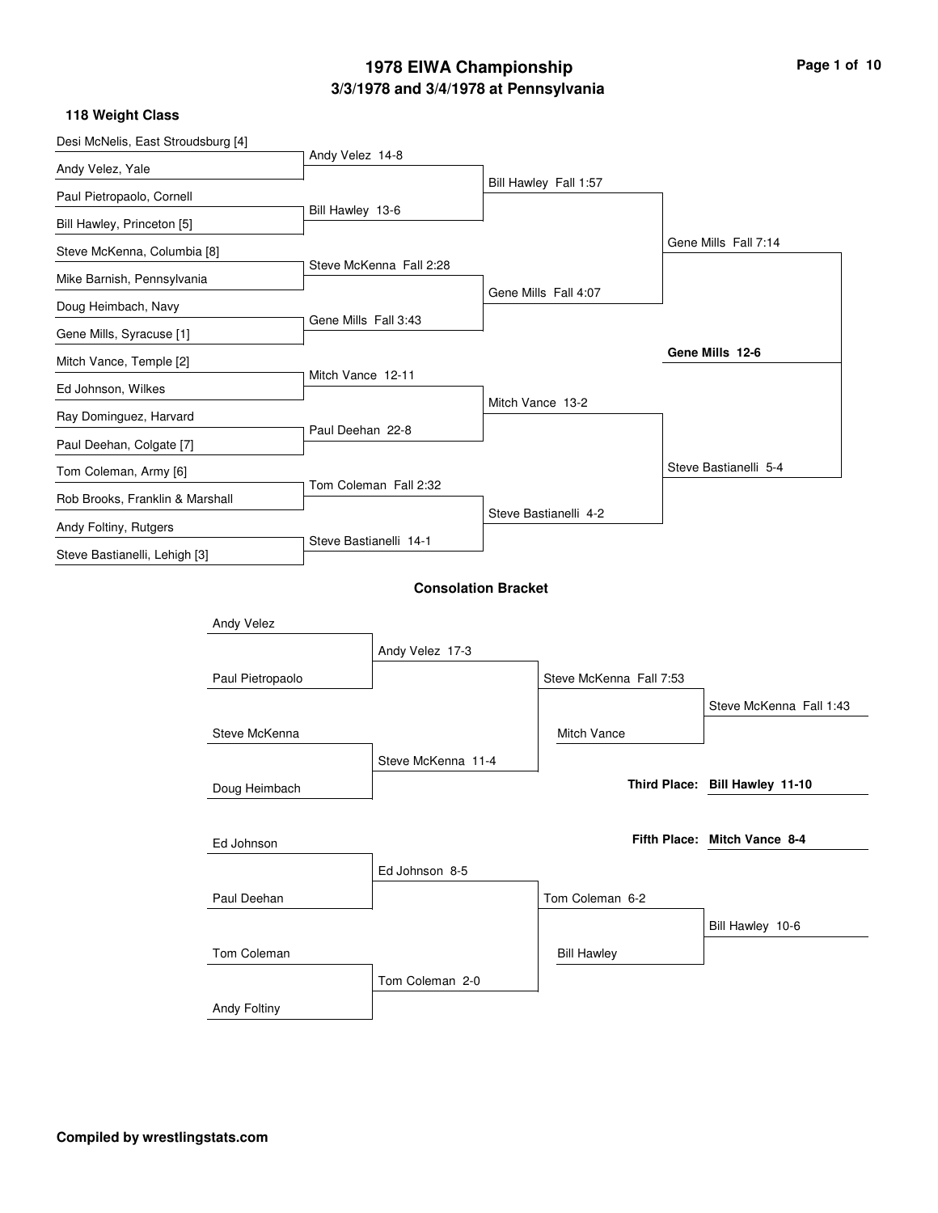# 1978 EIWA Championship

## 3/3/1978 and 3/4/1978 at Pennsylvania

### 118 Weight Class

#### Championship Bracket

**First Round**

- Desi McNelis, East Stroudsburg [4] vs. Andy Velez, Yale — Andy Velez 14-8
- Paul Pietropaolo, Cornell vs. Bill Hawley, Princeton [5] — Bill Hawley 13-6
- Steve McKenna, Columbia [8] vs. Mike Barnish, Pennsylvania — Steve McKenna Fall 2:28
- Doug Heimbach, Navy vs. Gene Mills, Syracuse [1] — Gene Mills Fall 3:43
- Mitch Vance, Temple [2] vs. Ed Johnson, Wilkes — Mitch Vance 12-11
- Ray Dominguez, Harvard vs. Paul Deehan, Colgate [7] — Paul Deehan 22-8
- Tom Coleman, Army [6] vs. Rob Brooks, Franklin & Marshall — Tom Coleman Fall 2:32
- Andy Foltiny, Rutgers vs. Steve Bastianelli, Lehigh [3] — Steve Bastianelli 14-1

**Quarterfinals**

- Bill Hawley Fall 1:57
- Gene Mills Fall 4:07
- Mitch Vance 13-2
- Steve Bastianelli 4-2

**Semifinals**

- Gene Mills Fall 7:14
- Steve Bastianelli 5-4

**Final**

- **Gene Mills 12-6**

#### Consolation Bracket

- Andy Velez vs. Paul Pietropaolo — Andy Velez 17-3
- Steve McKenna vs. Doug Heimbach — Steve McKenna 11-4
- Andy Velez vs. Steve McKenna — Steve McKenna Fall 7:53
- Mitch Vance vs. Steve McKenna — Steve McKenna Fall 1:43
- Ed Johnson vs. Paul Deehan — Ed Johnson 8-5
- Tom Coleman vs. Andy Foltiny — Tom Coleman 2-0
- Ed Johnson vs. Tom Coleman — Tom Coleman 6-2
- Bill Hawley vs. Tom Coleman — Bill Hawley 10-6

**Third Place:** Bill Hawley 11-10

**Fifth Place:** Mitch Vance 8-4

**Compiled by wrestlingstats.com**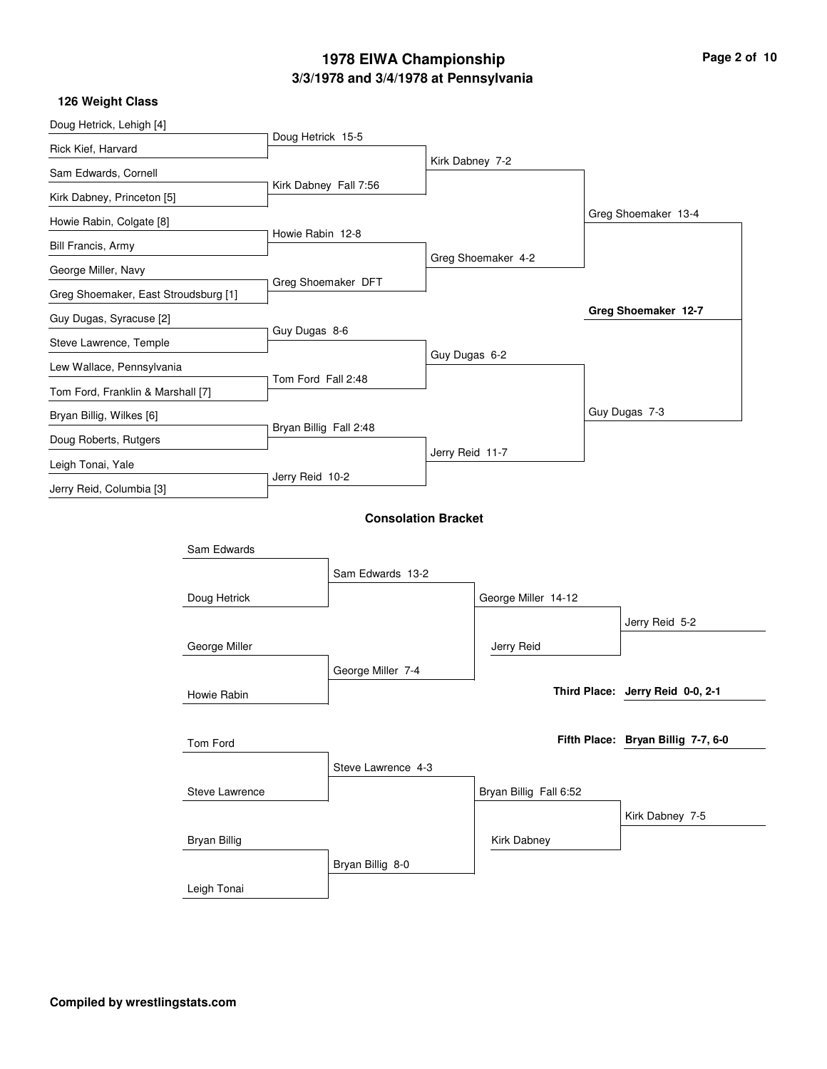# 1978 EIWA Championship

## 3/3/1978 and 3/4/1978 at Pennsylvania

### 126 Weight Class

**First Round**

- Doug Hetrick, Lehigh [4] vs. Rick Kief, Harvard — Doug Hetrick 15-5
- Sam Edwards, Cornell vs. Kirk Dabney, Princeton [5] — Kirk Dabney Fall 7:56
- Howie Rabin, Colgate [8] vs. Bill Francis, Army — Howie Rabin 12-8
- George Miller, Navy vs. Greg Shoemaker, East Stroudsburg [1] — Greg Shoemaker DFT
- Guy Dugas, Syracuse [2] vs. Steve Lawrence, Temple — Guy Dugas 8-6
- Lew Wallace, Pennsylvania vs. Tom Ford, Franklin & Marshall [7] — Tom Ford Fall 2:48
- Bryan Billig, Wilkes [6] vs. Doug Roberts, Rutgers — Bryan Billig Fall 2:48
- Leigh Tonai, Yale vs. Jerry Reid, Columbia [3] — Jerry Reid 10-2

**Quarterfinals**

- Kirk Dabney 7-2
- Greg Shoemaker 4-2
- Guy Dugas 6-2
- Jerry Reid 11-7

**Semifinals**

- Greg Shoemaker 13-4
- Guy Dugas 7-3

**Final**

- **Greg Shoemaker 12-7**

### Consolation Bracket

- Sam Edwards vs. Doug Hetrick — Sam Edwards 13-2
- George Miller vs. Howie Rabin — George Miller 7-4
- Sam Edwards vs. George Miller — George Miller 14-12
- George Miller vs. Jerry Reid — Jerry Reid 5-2
- Tom Ford vs. Steve Lawrence — Steve Lawrence 4-3
- Bryan Billig vs. Leigh Tonai — Bryan Billig 8-0
- Steve Lawrence vs. Bryan Billig — Bryan Billig Fall 6:52
- Bryan Billig vs. Kirk Dabney — Kirk Dabney 7-5

**Third Place: Jerry Reid 0-0, 2-1**

**Fifth Place: Bryan Billig 7-7, 6-0**

**Compiled by wrestlingstats.com**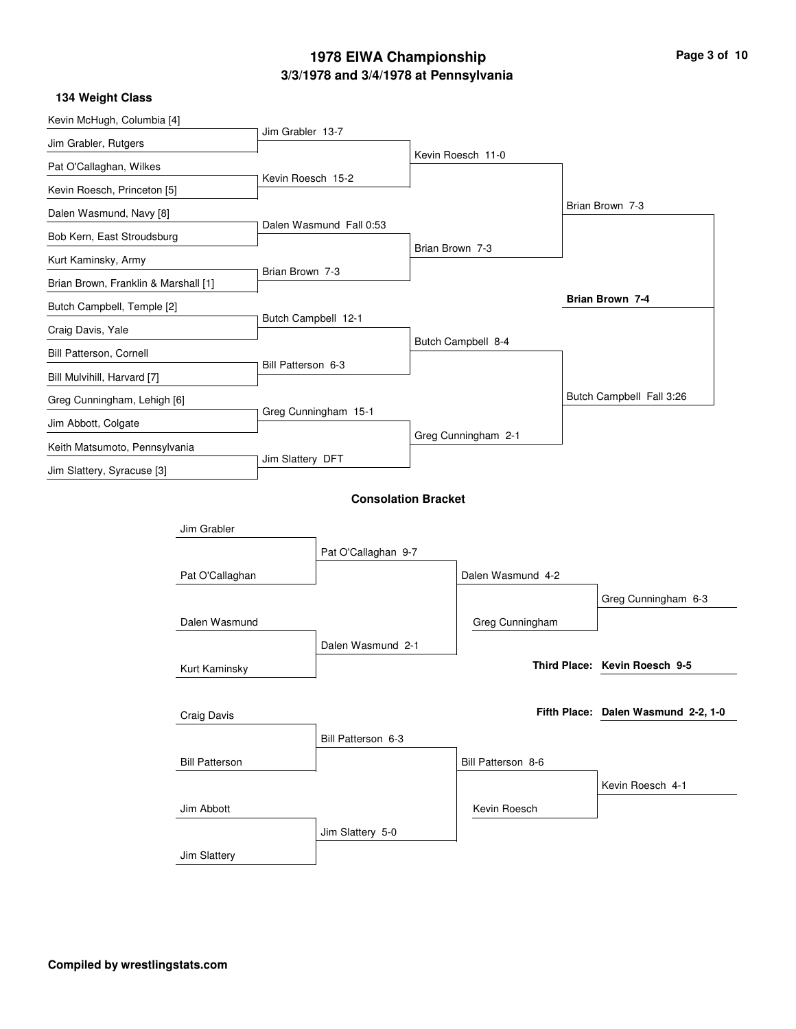# 1978 EIWA Championship

## 3/3/1978 and 3/4/1978 at Pennsylvania

### 134 Weight Class

**Championship Bracket**

| First Round | Quarterfinals | Semifinals | Finals |
| --- | --- | --- | --- |
| Kevin McHugh, Columbia [4] vs Jim Grabler, Rutgers | Jim Grabler 13-7 | | |
| Pat O'Callaghan, Wilkes vs Kevin Roesch, Princeton [5] | Kevin Roesch 15-2 | Kevin Roesch 11-0 | |
| Dalen Wasmund, Navy [8] vs Bob Kern, East Stroudsburg | Dalen Wasmund Fall 0:53 | | |
| Kurt Kaminsky, Army vs Brian Brown, Franklin & Marshall [1] | Brian Brown 7-3 | Brian Brown 7-3 | Brian Brown 7-3 |
| Butch Campbell, Temple [2] vs Craig Davis, Yale | Butch Campbell 12-1 | | |
| Bill Patterson, Cornell vs Bill Mulvihill, Harvard [7] | Bill Patterson 6-3 | Butch Campbell 8-4 | |
| Greg Cunningham, Lehigh [6] vs Jim Abbott, Colgate | Greg Cunningham 15-1 | | |
| Keith Matsumoto, Pennsylvania vs Jim Slattery, Syracuse [3] | Jim Slattery DFT | Greg Cunningham 2-1 | Butch Campbell Fall 3:26 |

**Champion: Brian Brown 7-4**

### Consolation Bracket

| Round 1 | Round 2 | Round 3 | Consolation Final |
| --- | --- | --- | --- |
| Jim Grabler vs Pat O'Callaghan | Pat O'Callaghan 9-7 | | |
| Dalen Wasmund vs Kurt Kaminsky | Dalen Wasmund 2-1 | Dalen Wasmund 4-2 | |
| | | Greg Cunningham | Greg Cunningham 6-3 |
| Craig Davis vs Bill Patterson | Bill Patterson 6-3 | | |
| Jim Abbott vs Jim Slattery | Jim Slattery 5-0 | Bill Patterson 8-6 | |
| | | Kevin Roesch | Kevin Roesch 4-1 |

**Third Place: Kevin Roesch 9-5**

**Fifth Place: Dalen Wasmund 2-2, 1-0**

**Compiled by wrestlingstats.com**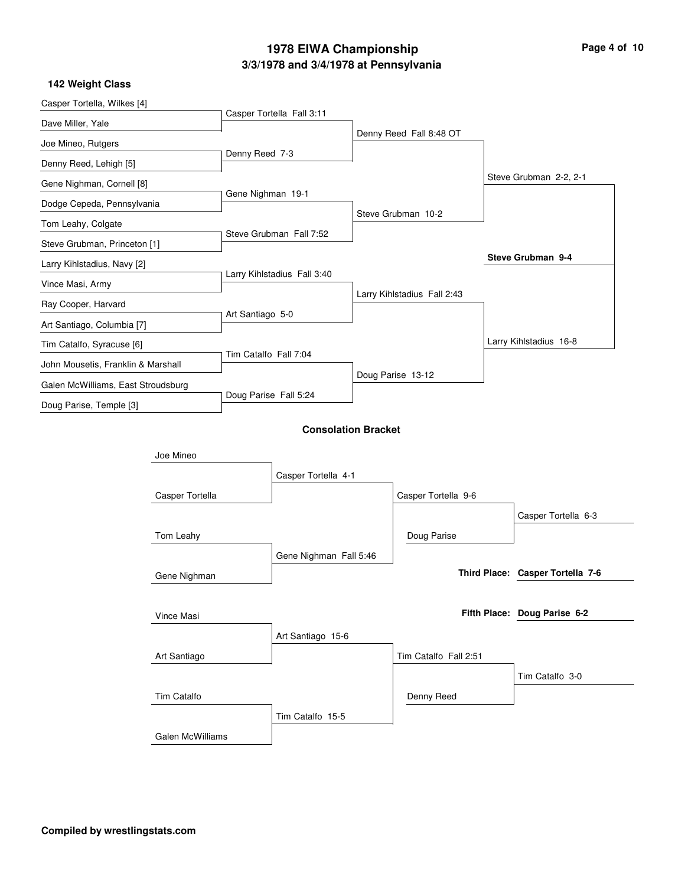# 1978 EIWA Championship

## 3/3/1978 and 3/4/1978 at Pennsylvania

### 142 Weight Class

**First Round**

- Casper Tortella, Wilkes [4] vs. Dave Miller, Yale — Casper Tortella Fall 3:11
- Joe Mineo, Rutgers vs. Denny Reed, Lehigh [5] — Denny Reed 7-3
- Gene Nighman, Cornell [8] vs. Dodge Cepeda, Pennsylvania — Gene Nighman 19-1
- Tom Leahy, Colgate vs. Steve Grubman, Princeton [1] — Steve Grubman Fall 7:52
- Larry Kihlstadius, Navy [2] vs. Vince Masi, Army — Larry Kihlstadius Fall 3:40
- Ray Cooper, Harvard vs. Art Santiago, Columbia [7] — Art Santiago 5-0
- Tim Catalfo, Syracuse [6] vs. John Mousetis, Franklin & Marshall — Tim Catalfo Fall 7:04
- Galen McWilliams, East Stroudsburg vs. Doug Parise, Temple [3] — Doug Parise Fall 5:24

**Quarterfinals**

- Denny Reed Fall 8:48 OT
- Steve Grubman 10-2
- Larry Kihlstadius Fall 2:43
- Doug Parise 13-12

**Semifinals**

- Steve Grubman 2-2, 2-1
- Larry Kihlstadius 16-8

**Final**

- **Steve Grubman 9-4**

### Consolation Bracket

- Joe Mineo vs. Casper Tortella — Casper Tortella 4-1
- Tom Leahy vs. Gene Nighman — Gene Nighman Fall 5:46
- Casper Tortella 9-6
- Casper Tortella vs. Doug Parise — Casper Tortella 6-3
- Vince Masi vs. Art Santiago — Art Santiago 15-6
- Tim Catalfo vs. Galen McWilliams — Tim Catalfo 15-5
- Tim Catalfo Fall 2:51
- Tim Catalfo vs. Denny Reed — Tim Catalfo 3-0

**Third Place: Casper Tortella 7-6**

**Fifth Place: Doug Parise 6-2**

**Compiled by wrestlingstats.com**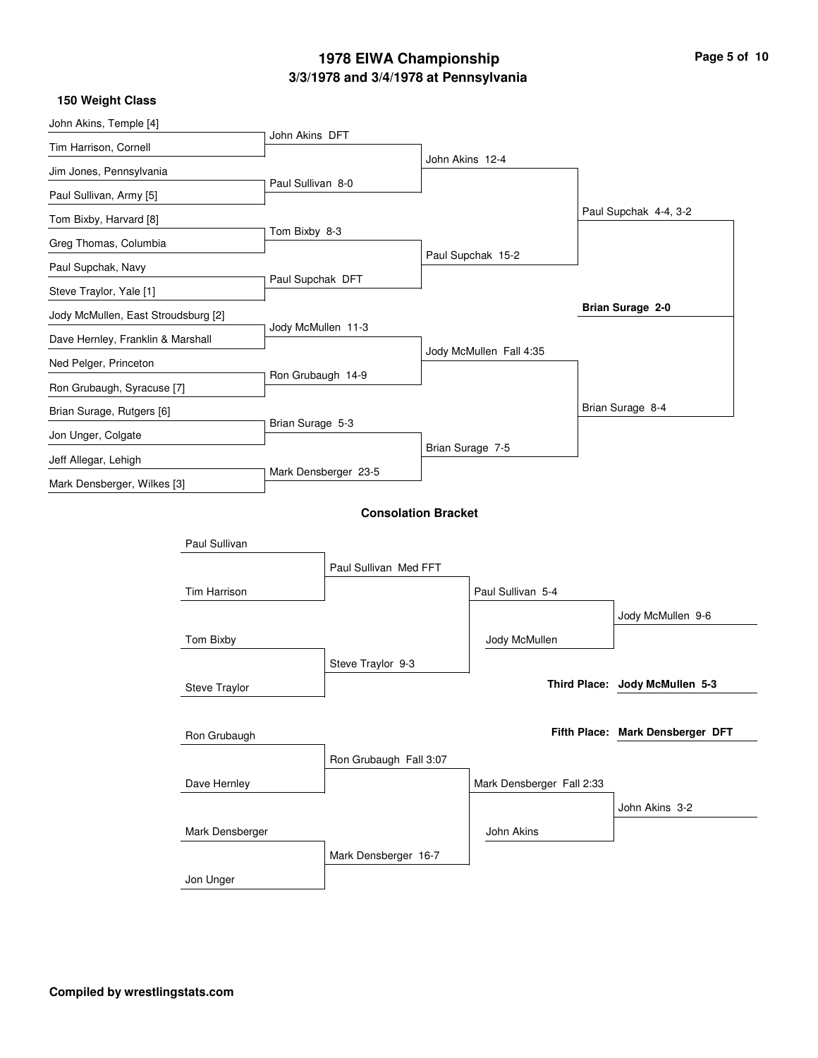# 1978 EIWA Championship

## 3/3/1978 and 3/4/1978 at Pennsylvania

### 150 Weight Class

**Championship Bracket**

First Round:

- John Akins, Temple [4] vs. Tim Harrison, Cornell — John Akins DFT
- Jim Jones, Pennsylvania vs. Paul Sullivan, Army [5] — Paul Sullivan 8-0
- Tom Bixby, Harvard [8] vs. Greg Thomas, Columbia — Tom Bixby 8-3
- Paul Supchak, Navy vs. Steve Traylor, Yale [1] — Paul Supchak DFT
- Jody McMullen, East Stroudsburg [2] vs. Dave Hernley, Franklin & Marshall — Jody McMullen 11-3
- Ned Pelger, Princeton vs. Ron Grubaugh, Syracuse [7] — Ron Grubaugh 14-9
- Brian Surage, Rutgers [6] vs. Jon Unger, Colgate — Brian Surage 5-3
- Jeff Allegar, Lehigh vs. Mark Densberger, Wilkes [3] — Mark Densberger 23-5

Quarterfinals:

- John Akins 12-4
- Paul Supchak 15-2
- Jody McMullen Fall 4:35
- Brian Surage 7-5

Semifinals:

- Paul Supchak 4-4, 3-2
- Brian Surage 8-4

Final:

- **Brian Surage 2-0**

### Consolation Bracket

- Paul Sullivan vs. Tim Harrison — Paul Sullivan Med FFT
- Tom Bixby vs. Steve Traylor — Steve Traylor 9-3
- Paul Sullivan 5-4
- Paul Sullivan vs. Jody McMullen — Jody McMullen 9-6
- **Third Place: Jody McMullen 5-3**
- **Fifth Place: Mark Densberger DFT**
- Ron Grubaugh vs. Dave Hernley — Ron Grubaugh Fall 3:07
- Mark Densberger vs. Jon Unger — Mark Densberger 16-7
- Mark Densberger Fall 2:33
- Mark Densberger vs. John Akins — John Akins 3-2

**Compiled by wrestlingstats.com**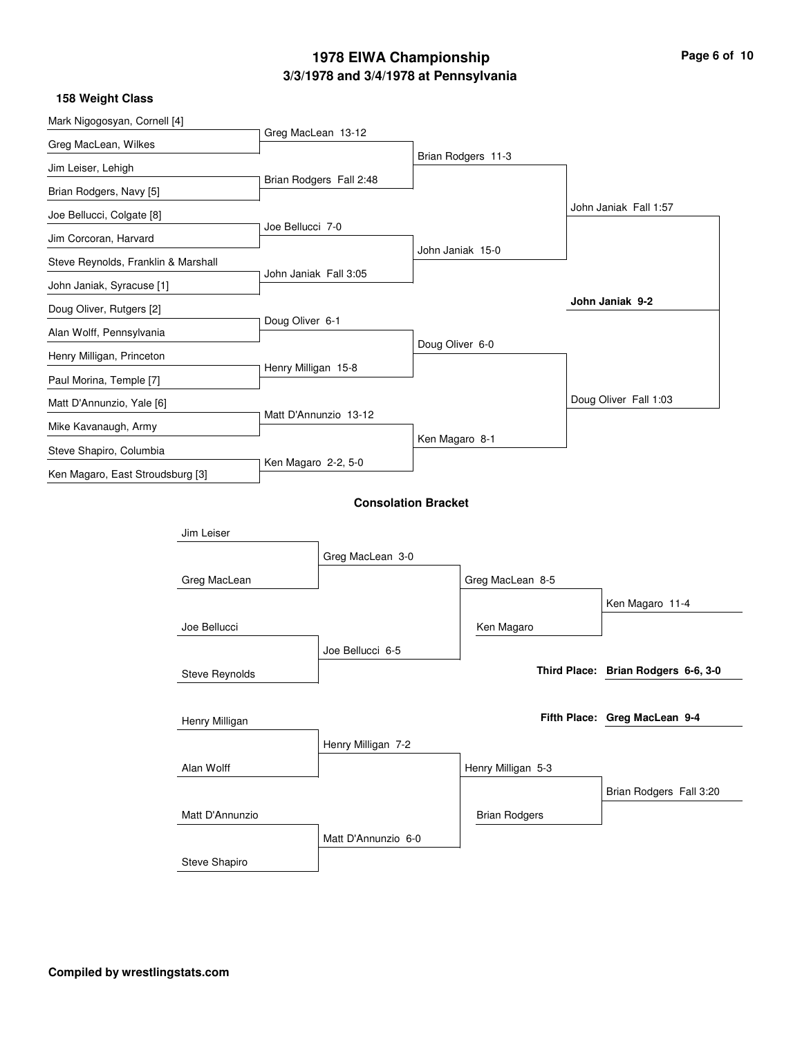# 1978 EIWA Championship

## 3/3/1978 and 3/4/1978 at Pennsylvania

### 158 Weight Class

**Championship Bracket**

| First Round | Quarterfinals | Semifinals | Finals |
|---|---|---|---|
| Mark Nigogosyan, Cornell [4] vs. Greg MacLean, Wilkes | Greg MacLean 13-12 | | |
| Jim Leiser, Lehigh vs. Brian Rodgers, Navy [5] | Brian Rodgers Fall 2:48 | Brian Rodgers 11-3 | |
| Joe Bellucci, Colgate [8] vs. Jim Corcoran, Harvard | Joe Bellucci 7-0 | | |
| Steve Reynolds, Franklin & Marshall vs. John Janiak, Syracuse [1] | John Janiak Fall 3:05 | John Janiak 15-0 | John Janiak Fall 1:57 |
| Doug Oliver, Rutgers [2] vs. Alan Wolff, Pennsylvania | Doug Oliver 6-1 | | |
| Henry Milligan, Princeton vs. Paul Morina, Temple [7] | Henry Milligan 15-8 | Doug Oliver 6-0 | |
| Matt D'Annunzio, Yale [6] vs. Mike Kavanaugh, Army | Matt D'Annunzio 13-12 | | |
| Steve Shapiro, Columbia vs. Ken Magaro, East Stroudsburg [3] | Ken Magaro 2-2, 5-0 | Ken Magaro 8-1 | Doug Oliver Fall 1:03 |

**Champion: John Janiak 9-2**

### Consolation Bracket

| First Round | Second Round | Semifinals | Final |
|---|---|---|---|
| Jim Leiser vs. Greg MacLean | Greg MacLean 3-0 | | |
| Joe Bellucci vs. Steve Reynolds | Joe Bellucci 6-5 | Greg MacLean 8-5 | |
| | | Greg MacLean vs. Ken Magaro | Ken Magaro 11-4 |
| Henry Milligan vs. Alan Wolff | Henry Milligan 7-2 | | |
| Matt D'Annunzio vs. Steve Shapiro | Matt D'Annunzio 6-0 | Henry Milligan 5-3 | |
| | | Henry Milligan vs. Brian Rodgers | Brian Rodgers Fall 3:20 |

**Third Place: Brian Rodgers 6-6, 3-0**

**Fifth Place: Greg MacLean 9-4**

**Compiled by wrestlingstats.com**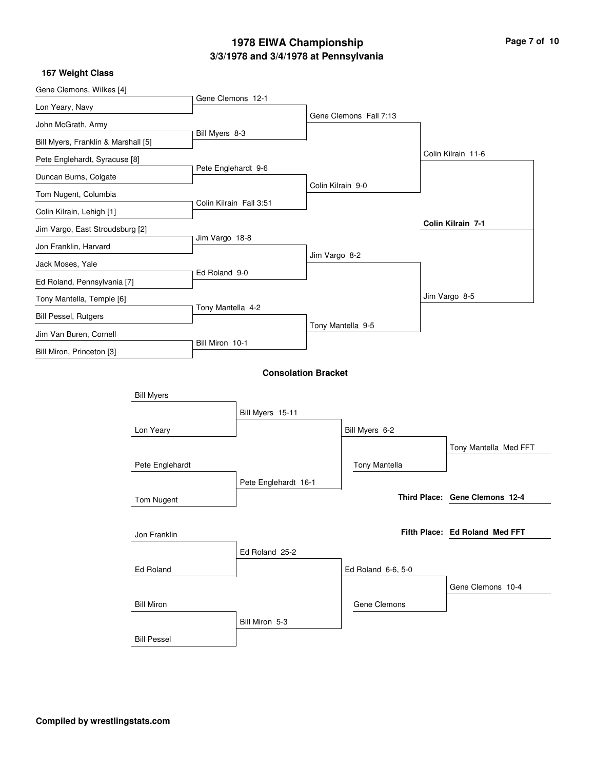# 1978 EIWA Championship

## 3/3/1978 and 3/4/1978 at Pennsylvania

### 167 Weight Class

**First Round**

- Gene Clemons, Wilkes [4] vs. Lon Yeary, Navy — Gene Clemons 12-1
- John McGrath, Army vs. Bill Myers, Franklin & Marshall [5] — Bill Myers 8-3
- Pete Englehardt, Syracuse [8] vs. Duncan Burns, Colgate — Pete Englehardt 9-6
- Tom Nugent, Columbia vs. Colin Kilrain, Lehigh [1] — Colin Kilrain Fall 3:51
- Jim Vargo, East Stroudsburg [2] vs. Jon Franklin, Harvard — Jim Vargo 18-8
- Jack Moses, Yale vs. Ed Roland, Pennsylvania [7] — Ed Roland 9-0
- Tony Mantella, Temple [6] vs. Bill Pessel, Rutgers — Tony Mantella 4-2
- Jim Van Buren, Cornell vs. Bill Miron, Princeton [3] — Bill Miron 10-1

**Quarterfinals**

- Gene Clemons Fall 7:13
- Colin Kilrain 9-0
- Jim Vargo 8-2
- Tony Mantella 9-5

**Semifinals**

- Colin Kilrain 11-6
- Jim Vargo 8-5

**Final**

- **Colin Kilrain 7-1**

### Consolation Bracket

- Bill Myers vs. Lon Yeary — Bill Myers 15-11
- Pete Englehardt vs. Tom Nugent — Pete Englehardt 16-1
- Bill Myers 6-2
- Tony Mantella vs. Bill Myers — Tony Mantella Med FFT
- Jon Franklin vs. Ed Roland — Ed Roland 25-2
- Bill Miron vs. Bill Pessel — Bill Miron 5-3
- Ed Roland 6-6, 5-0
- Gene Clemons vs. Ed Roland — Gene Clemons 10-4

**Third Place: Gene Clemons 12-4**

**Fifth Place: Ed Roland Med FFT**

**Compiled by wrestlingstats.com**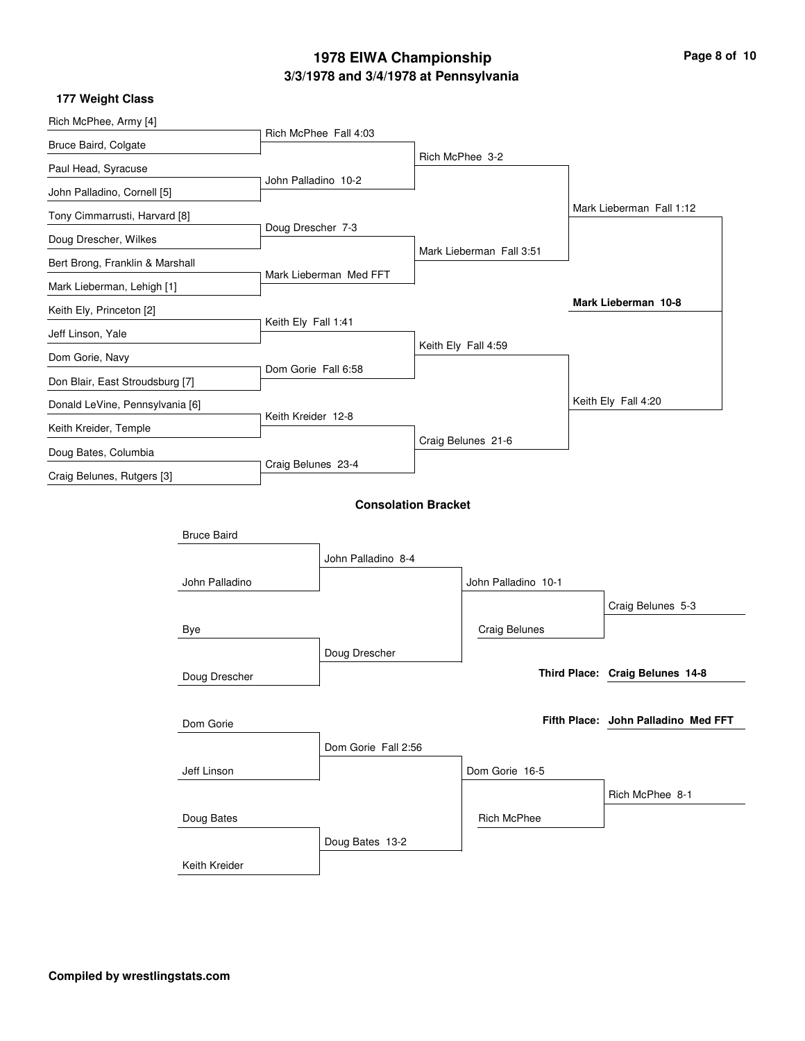# 1978 EIWA Championship
## 3/3/1978 and 3/4/1978 at Pennsylvania

### 177 Weight Class

**Championship Bracket**

First Round:
- Rich McPhee, Army [4] vs Bruce Baird, Colgate — Rich McPhee Fall 4:03
- Paul Head, Syracuse vs John Palladino, Cornell [5] — John Palladino 10-2
- Tony Cimmarrusti, Harvard [8] vs Doug Drescher, Wilkes — Doug Drescher 7-3
- Bert Brong, Franklin & Marshall vs Mark Lieberman, Lehigh [1] — Mark Lieberman Med FFT
- Keith Ely, Princeton [2] vs Jeff Linson, Yale — Keith Ely Fall 1:41
- Dom Gorie, Navy vs Don Blair, East Stroudsburg [7] — Dom Gorie Fall 6:58
- Donald LeVine, Pennsylvania [6] vs Keith Kreider, Temple — Keith Kreider 12-8
- Doug Bates, Columbia vs Craig Belunes, Rutgers [3] — Craig Belunes 23-4

Quarterfinals:
- Rich McPhee 3-2
- Mark Lieberman Fall 3:51
- Keith Ely Fall 4:59
- Craig Belunes 21-6

Semifinals:
- Mark Lieberman Fall 1:12
- Keith Ely Fall 4:20

Final:
- **Mark Lieberman 10-8**

### Consolation Bracket

- Bruce Baird vs John Palladino — John Palladino 8-4
- Bye vs Doug Drescher — Doug Drescher
- John Palladino 10-1
- John Palladino vs Craig Belunes — Craig Belunes 5-3
- Dom Gorie vs Jeff Linson — Dom Gorie Fall 2:56
- Doug Bates vs Keith Kreider — Doug Bates 13-2
- Dom Gorie 16-5
- Dom Gorie vs Rich McPhee — Rich McPhee 8-1

**Third Place: Craig Belunes 14-8**

**Fifth Place: John Palladino Med FFT**

**Compiled by wrestlingstats.com**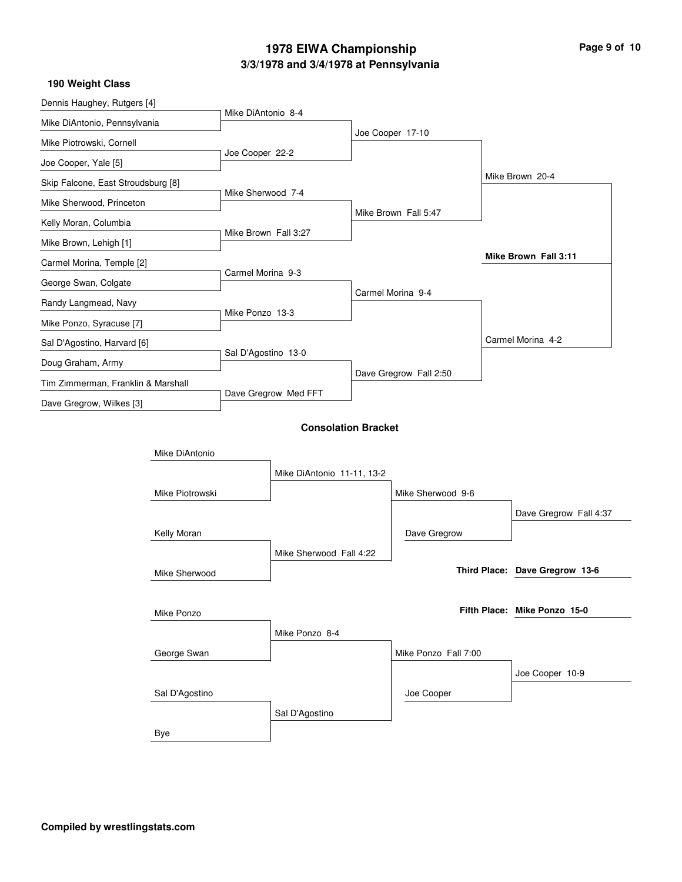# 1978 EIWA Championship

## 3/3/1978 and 3/4/1978 at Pennsylvania

### 190 Weight Class

**First Round**

- Dennis Haughey, Rutgers [4] vs. Mike DiAntonio, Pennsylvania — Mike DiAntonio 8-4
- Mike Piotrowski, Cornell vs. Joe Cooper, Yale [5] — Joe Cooper 22-2
- Skip Falcone, East Stroudsburg [8] vs. Mike Sherwood, Princeton — Mike Sherwood 7-4
- Kelly Moran, Columbia vs. Mike Brown, Lehigh [1] — Mike Brown Fall 3:27
- Carmel Morina, Temple [2] vs. George Swan, Colgate — Carmel Morina 9-3
- Randy Langmead, Navy vs. Mike Ponzo, Syracuse [7] — Mike Ponzo 13-3
- Sal D'Agostino, Harvard [6] vs. Doug Graham, Army — Sal D'Agostino 13-0
- Tim Zimmerman, Franklin & Marshall vs. Dave Gregrow, Wilkes [3] — Dave Gregrow Med FFT

**Quarterfinals**

- Joe Cooper 17-10
- Mike Brown Fall 5:47
- Carmel Morina 9-4
- Dave Gregrow Fall 2:50

**Semifinals**

- Mike Brown 20-4
- Carmel Morina 4-2

**Final**

- **Mike Brown Fall 3:11**

### Consolation Bracket

- Mike DiAntonio vs. Mike Piotrowski — Mike DiAntonio 11-11, 13-2
- Kelly Moran vs. Mike Sherwood — Mike Sherwood Fall 4:22
- Mike Sherwood 9-6
- Mike Sherwood vs. Dave Gregrow — Dave Gregrow Fall 4:37
- Mike Ponzo vs. George Swan — Mike Ponzo 8-4
- Sal D'Agostino vs. Bye — Sal D'Agostino
- Mike Ponzo Fall 7:00
- Mike Ponzo vs. Joe Cooper — Joe Cooper 10-9

**Third Place:** Dave Gregrow 13-6

**Fifth Place:** Mike Ponzo 15-0

**Compiled by wrestlingstats.com**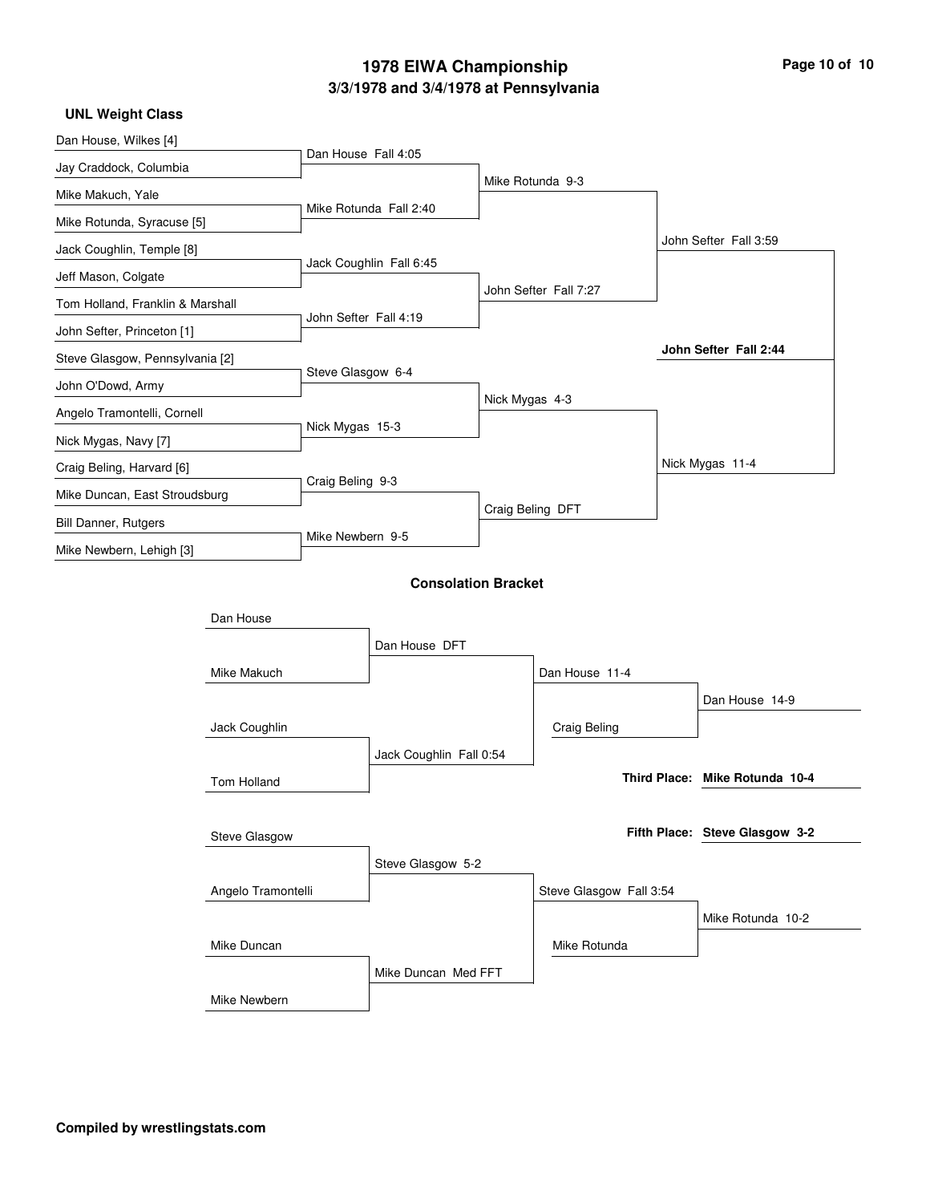# 1978 EIWA Championship

## 3/3/1978 and 3/4/1978 at Pennsylvania

### UNL Weight Class

Dan House, Wilkes [4]
Jay Craddock, Columbia
Mike Makuch, Yale
Mike Rotunda, Syracuse [5]
Jack Coughlin, Temple [8]
Jeff Mason, Colgate
Tom Holland, Franklin & Marshall
John Sefter, Princeton [1]
Steve Glasgow, Pennsylvania [2]
John O'Dowd, Army
Angelo Tramontelli, Cornell
Nick Mygas, Navy [7]
Craig Beling, Harvard [6]
Mike Duncan, East Stroudsburg
Bill Danner, Rutgers
Mike Newbern, Lehigh [3]

Dan House Fall 4:05
Mike Rotunda Fall 2:40
Jack Coughlin Fall 6:45
John Sefter Fall 4:19
Steve Glasgow 6-4
Nick Mygas 15-3
Craig Beling 9-3
Mike Newbern 9-5

Mike Rotunda 9-3
John Sefter Fall 7:27
Nick Mygas 4-3
Craig Beling DFT

John Sefter Fall 3:59
Nick Mygas 11-4

**John Sefter Fall 2:44**

### Consolation Bracket

Dan House
Mike Makuch
Jack Coughlin
Tom Holland
Steve Glasgow
Angelo Tramontelli
Mike Duncan
Mike Newbern

Dan House DFT
Jack Coughlin Fall 0:54
Steve Glasgow 5-2
Mike Duncan Med FFT

Dan House 11-4
Craig Beling
Steve Glasgow Fall 3:54
Mike Rotunda

Dan House 14-9
Mike Rotunda 10-2

**Third Place: Mike Rotunda 10-4**

**Fifth Place: Steve Glasgow 3-2**

**Compiled by wrestlingstats.com**